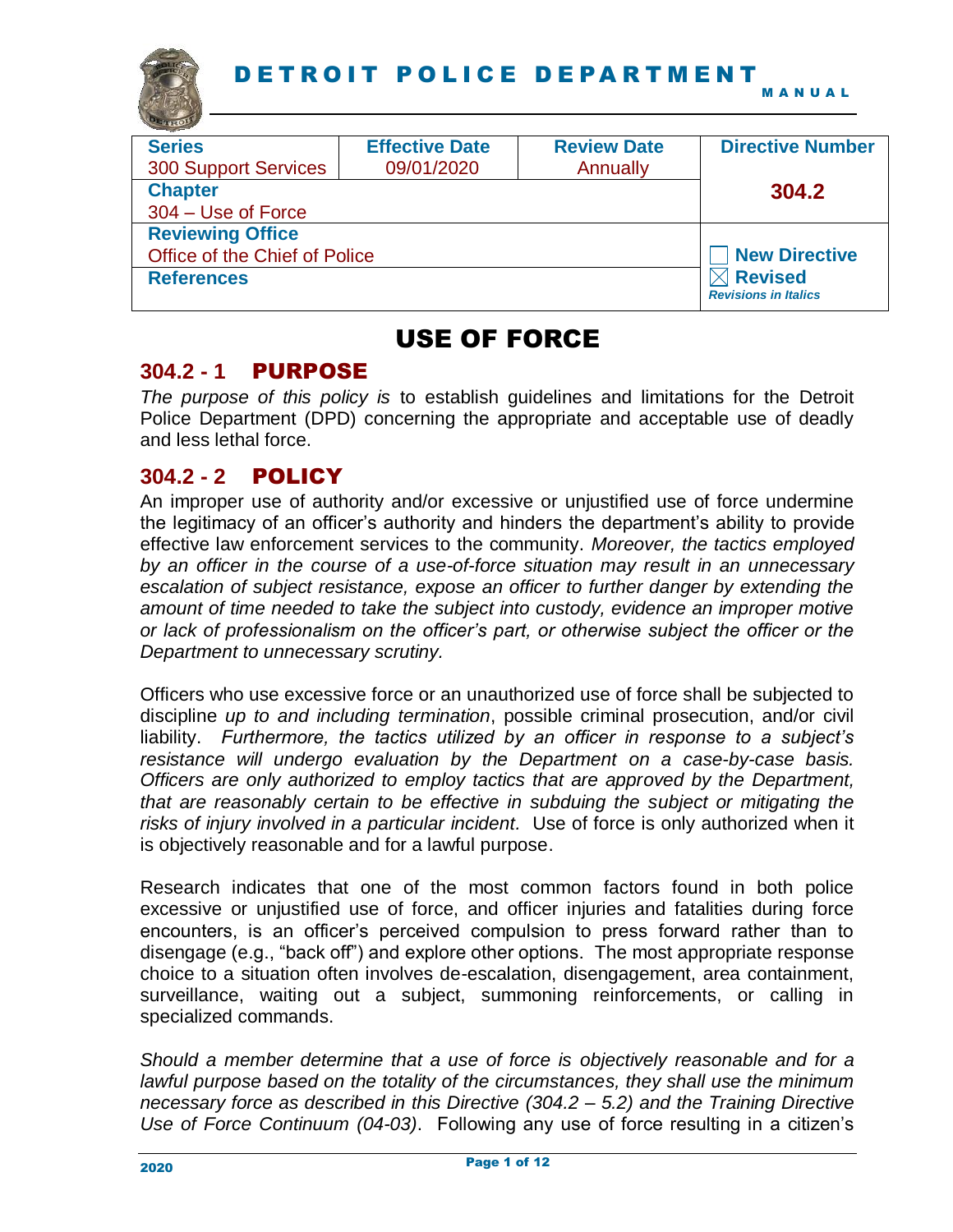# DETROIT POLICE DEPARTMENT

MANUAL

| Series | Effective Date | Review Date | Directive Number |
|---|---|---|---|
| 300 Support Services | 09/01/2020 | Annually | **304.2** |
| **Chapter** | | | |
| 304 – Use of Force | | | |
| **Reviewing Office** | | | ☐ New Directive |
| Office of the Chief of Police | | | |
| **References** | | | ☒ Revised |
| | | | *Revisions in Italics* |

# USE OF FORCE

## 304.2 - 1 PURPOSE

*The purpose of this policy is* to establish guidelines and limitations for the Detroit Police Department (DPD) concerning the appropriate and acceptable use of deadly and less lethal force.

## 304.2 - 2 POLICY

An improper use of authority and/or excessive or unjustified use of force undermine the legitimacy of an officer's authority and hinders the department's ability to provide effective law enforcement services to the community. *Moreover, the tactics employed by an officer in the course of a use-of-force situation may result in an unnecessary escalation of subject resistance, expose an officer to further danger by extending the amount of time needed to take the subject into custody, evidence an improper motive or lack of professionalism on the officer's part, or otherwise subject the officer or the Department to unnecessary scrutiny.*

Officers who use excessive force or an unauthorized use of force shall be subjected to discipline *up to and including termination*, possible criminal prosecution, and/or civil liability. *Furthermore, the tactics utilized by an officer in response to a subject's resistance will undergo evaluation by the Department on a case-by-case basis. Officers are only authorized to employ tactics that are approved by the Department, that are reasonably certain to be effective in subduing the subject or mitigating the risks of injury involved in a particular incident.* Use of force is only authorized when it is objectively reasonable and for a lawful purpose.

Research indicates that one of the most common factors found in both police excessive or unjustified use of force, and officer injuries and fatalities during force encounters, is an officer's perceived compulsion to press forward rather than to disengage (e.g., "back off") and explore other options. The most appropriate response choice to a situation often involves de-escalation, disengagement, area containment, surveillance, waiting out a subject, summoning reinforcements, or calling in specialized commands.

*Should a member determine that a use of force is objectively reasonable and for a lawful purpose based on the totality of the circumstances, they shall use the minimum necessary force as described in this Directive (304.2 – 5.2) and the Training Directive Use of Force Continuum (04-03)*. Following any use of force resulting in a citizen's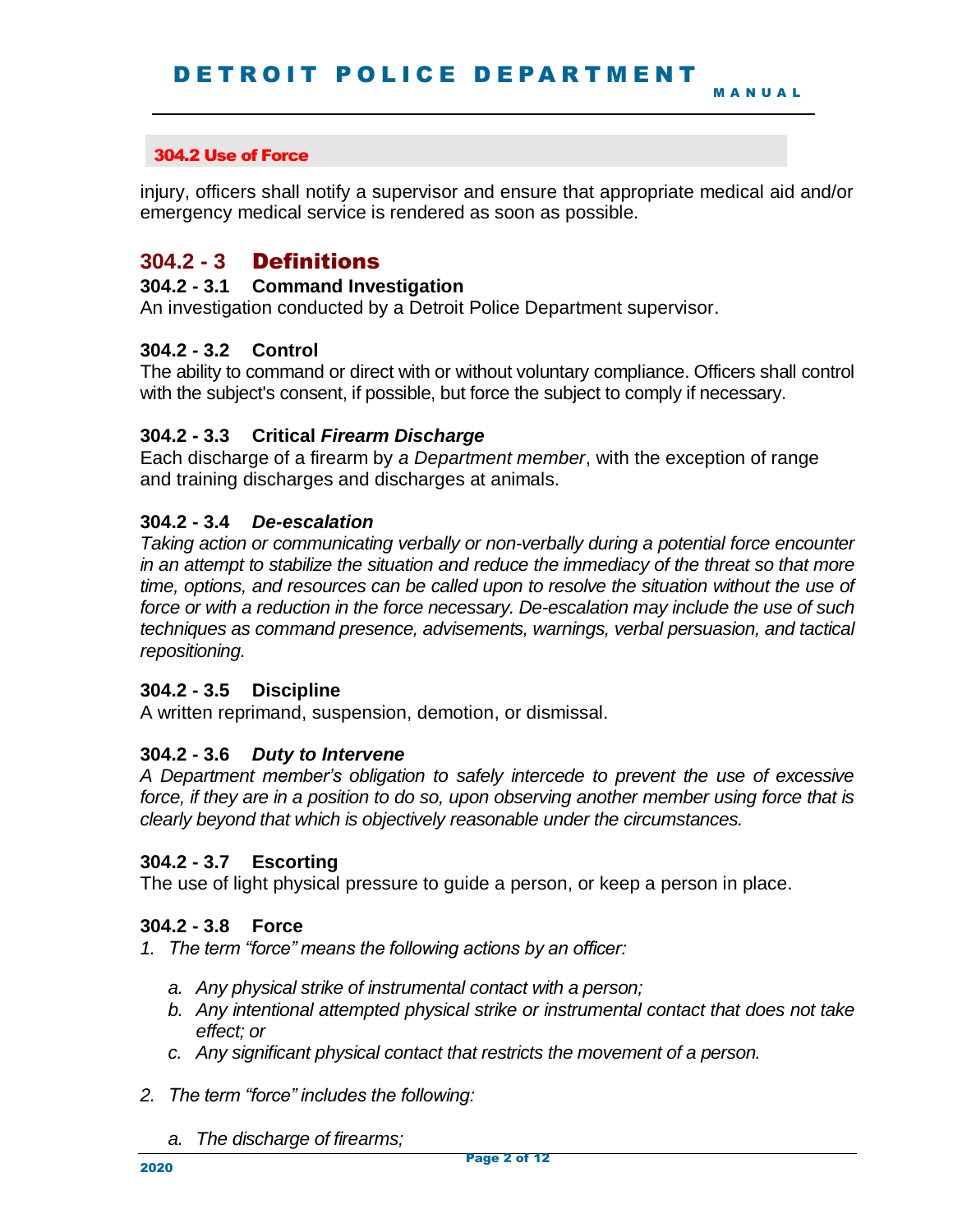injury, officers shall notify a supervisor and ensure that appropriate medical aid and/or emergency medical service is rendered as soon as possible.

## 304.2 - 3 Definitions

### 304.2 - 3.1 Command Investigation

An investigation conducted by a Detroit Police Department supervisor.

### 304.2 - 3.2 Control

The ability to command or direct with or without voluntary compliance. Officers shall control with the subject's consent, if possible, but force the subject to comply if necessary.

### 304.2 - 3.3 Critical *Firearm Discharge*

Each discharge of a firearm by *a Department member*, with the exception of range and training discharges and discharges at animals.

### 304.2 - 3.4 *De-escalation*

*Taking action or communicating verbally or non-verbally during a potential force encounter in an attempt to stabilize the situation and reduce the immediacy of the threat so that more time, options, and resources can be called upon to resolve the situation without the use of force or with a reduction in the force necessary. De-escalation may include the use of such techniques as command presence, advisements, warnings, verbal persuasion, and tactical repositioning.*

### 304.2 - 3.5 Discipline

A written reprimand, suspension, demotion, or dismissal.

### 304.2 - 3.6 *Duty to Intervene*

*A Department member's obligation to safely intercede to prevent the use of excessive force, if they are in a position to do so, upon observing another member using force that is clearly beyond that which is objectively reasonable under the circumstances.*

### 304.2 - 3.7 Escorting

The use of light physical pressure to guide a person, or keep a person in place.

### 304.2 - 3.8 Force

1. *The term "force" means the following actions by an officer:*

   a. *Any physical strike of instrumental contact with a person;*
   b. *Any intentional attempted physical strike or instrumental contact that does not take effect; or*
   c. *Any significant physical contact that restricts the movement of a person.*

2. *The term "force" includes the following:*

   a. *The discharge of firearms;*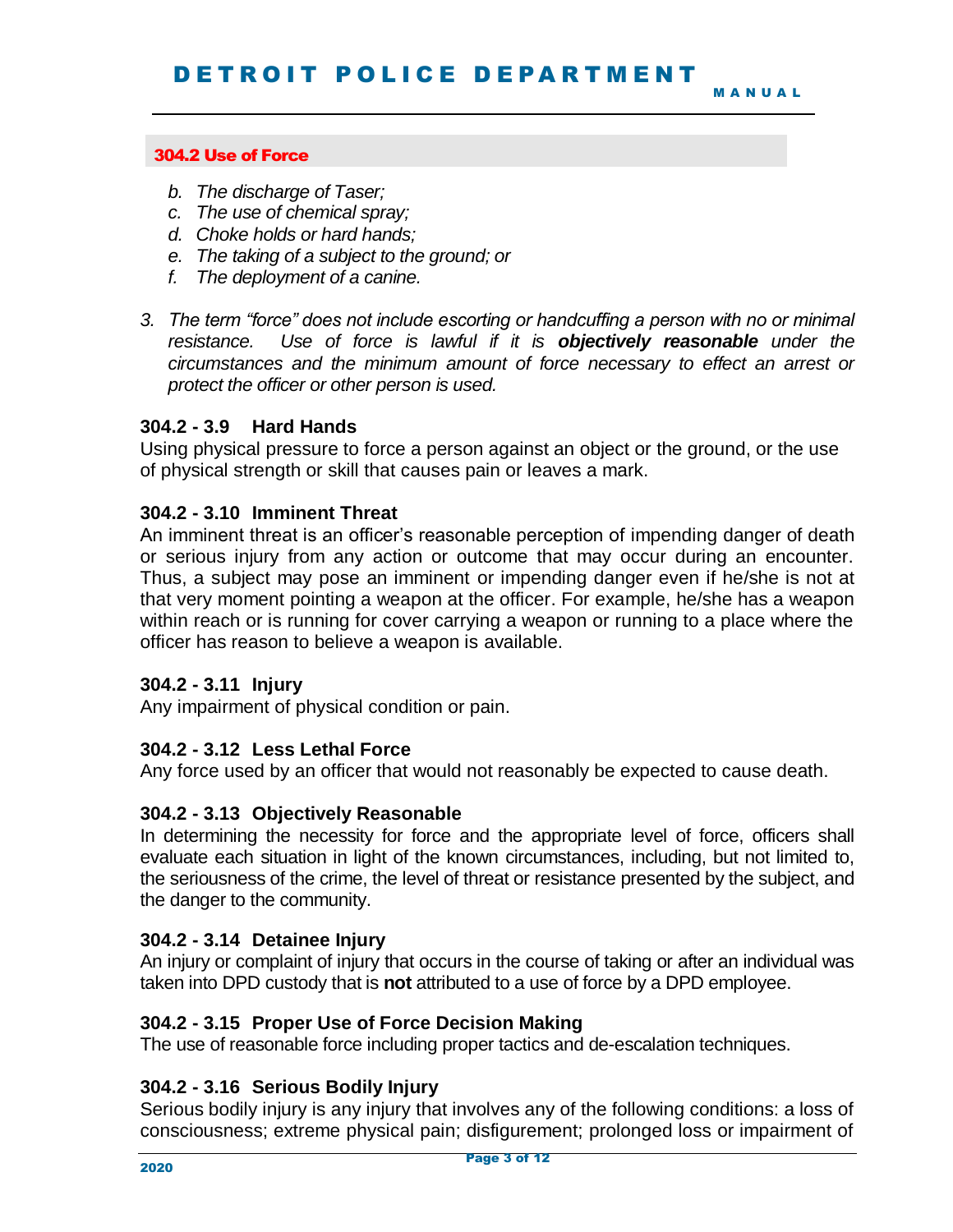## 304.2 Use of Force

*b. The discharge of Taser;*
*c. The use of chemical spray;*
*d. Choke holds or hard hands;*
*e. The taking of a subject to the ground; or*
*f. The deployment of a canine.*

*3. The term "force" does not include escorting or handcuffing a person with no or minimal resistance. Use of force is lawful if it is **objectively reasonable** under the circumstances and the minimum amount of force necessary to effect an arrest or protect the officer or other person is used.*

### 304.2 - 3.9 Hard Hands

Using physical pressure to force a person against an object or the ground, or the use of physical strength or skill that causes pain or leaves a mark.

### 304.2 - 3.10 Imminent Threat

An imminent threat is an officer's reasonable perception of impending danger of death or serious injury from any action or outcome that may occur during an encounter. Thus, a subject may pose an imminent or impending danger even if he/she is not at that very moment pointing a weapon at the officer. For example, he/she has a weapon within reach or is running for cover carrying a weapon or running to a place where the officer has reason to believe a weapon is available.

### 304.2 - 3.11 Injury

Any impairment of physical condition or pain.

### 304.2 - 3.12 Less Lethal Force

Any force used by an officer that would not reasonably be expected to cause death.

### 304.2 - 3.13 Objectively Reasonable

In determining the necessity for force and the appropriate level of force, officers shall evaluate each situation in light of the known circumstances, including, but not limited to, the seriousness of the crime, the level of threat or resistance presented by the subject, and the danger to the community.

### 304.2 - 3.14 Detainee Injury

An injury or complaint of injury that occurs in the course of taking or after an individual was taken into DPD custody that is **not** attributed to a use of force by a DPD employee.

### 304.2 - 3.15 Proper Use of Force Decision Making

The use of reasonable force including proper tactics and de-escalation techniques.

### 304.2 - 3.16 Serious Bodily Injury

Serious bodily injury is any injury that involves any of the following conditions: a loss of consciousness; extreme physical pain; disfigurement; prolonged loss or impairment of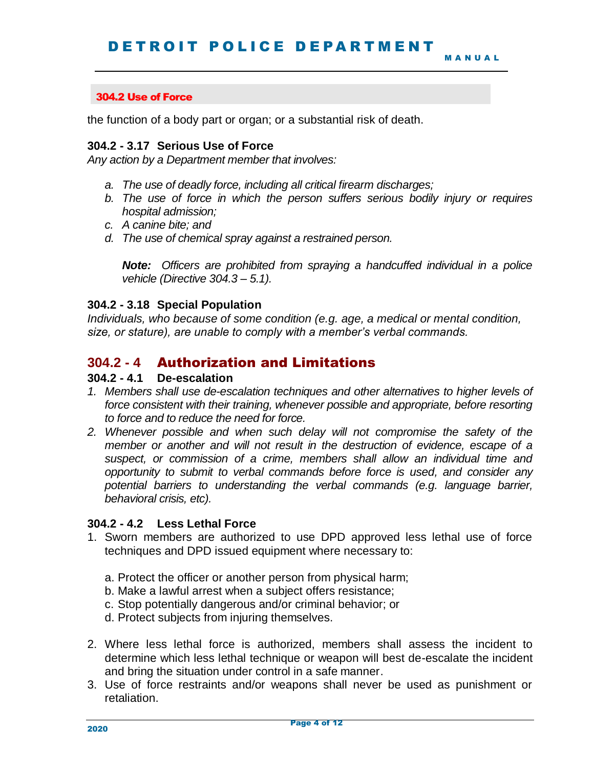the function of a body part or organ; or a substantial risk of death.

#### 304.2 - 3.17 Serious Use of Force

*Any action by a Department member that involves:*

- *a. The use of deadly force, including all critical firearm discharges;*
- *b. The use of force in which the person suffers serious bodily injury or requires hospital admission;*
- *c. A canine bite; and*
- *d. The use of chemical spray against a restrained person.*

  ***Note:*** *Officers are prohibited from spraying a handcuffed individual in a police vehicle (Directive 304.3 – 5.1).*

#### 304.2 - 3.18 Special Population

*Individuals, who because of some condition (e.g. age, a medical or mental condition, size, or stature), are unable to comply with a member's verbal commands.*

## 304.2 - 4 Authorization and Limitations

#### 304.2 - 4.1 De-escalation

1. *Members shall use de-escalation techniques and other alternatives to higher levels of force consistent with their training, whenever possible and appropriate, before resorting to force and to reduce the need for force.*
2. *Whenever possible and when such delay will not compromise the safety of the member or another and will not result in the destruction of evidence, escape of a suspect, or commission of a crime, members shall allow an individual time and opportunity to submit to verbal commands before force is used, and consider any potential barriers to understanding the verbal commands (e.g. language barrier, behavioral crisis, etc).*

#### 304.2 - 4.2 Less Lethal Force

1. Sworn members are authorized to use DPD approved less lethal use of force techniques and DPD issued equipment where necessary to:

   a. Protect the officer or another person from physical harm;
   b. Make a lawful arrest when a subject offers resistance;
   c. Stop potentially dangerous and/or criminal behavior; or
   d. Protect subjects from injuring themselves.

2. Where less lethal force is authorized, members shall assess the incident to determine which less lethal technique or weapon will best de-escalate the incident and bring the situation under control in a safe manner.
3. Use of force restraints and/or weapons shall never be used as punishment or retaliation.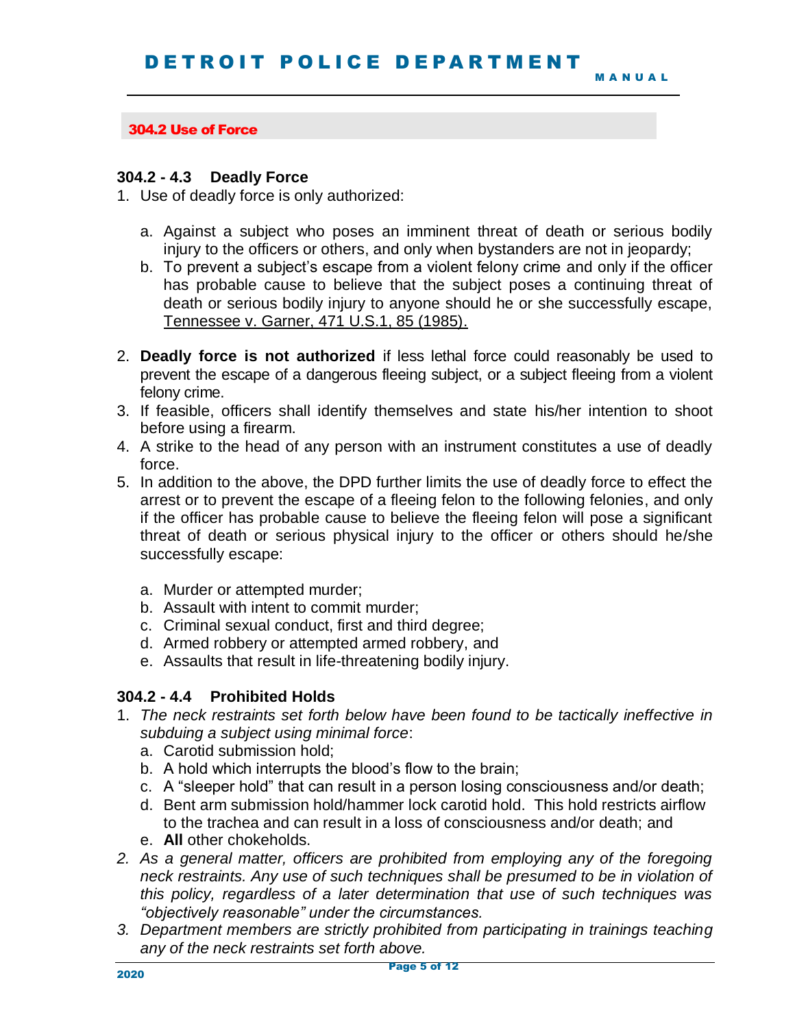## 304.2 Use of Force

### 304.2 - 4.3 Deadly Force

1. Use of deadly force is only authorized:

   a. Against a subject who poses an imminent threat of death or serious bodily injury to the officers or others, and only when bystanders are not in jeopardy;
   b. To prevent a subject's escape from a violent felony crime and only if the officer has probable cause to believe that the subject poses a continuing threat of death or serious bodily injury to anyone should he or she successfully escape, Tennessee v. Garner, 471 U.S.1, 85 (1985).

2. **Deadly force is not authorized** if less lethal force could reasonably be used to prevent the escape of a dangerous fleeing subject, or a subject fleeing from a violent felony crime.
3. If feasible, officers shall identify themselves and state his/her intention to shoot before using a firearm.
4. A strike to the head of any person with an instrument constitutes a use of deadly force.
5. In addition to the above, the DPD further limits the use of deadly force to effect the arrest or to prevent the escape of a fleeing felon to the following felonies, and only if the officer has probable cause to believe the fleeing felon will pose a significant threat of death or serious physical injury to the officer or others should he/she successfully escape:

   a. Murder or attempted murder;
   b. Assault with intent to commit murder;
   c. Criminal sexual conduct, first and third degree;
   d. Armed robbery or attempted armed robbery, and
   e. Assaults that result in life-threatening bodily injury.

### 304.2 - 4.4 Prohibited Holds

1. *The neck restraints set forth below have been found to be tactically ineffective in subduing a subject using minimal force*:
   a. Carotid submission hold;
   b. A hold which interrupts the blood's flow to the brain;
   c. A "sleeper hold" that can result in a person losing consciousness and/or death;
   d. Bent arm submission hold/hammer lock carotid hold. This hold restricts airflow to the trachea and can result in a loss of consciousness and/or death; and
   e. **All** other chokeholds.
2. *As a general matter, officers are prohibited from employing any of the foregoing neck restraints. Any use of such techniques shall be presumed to be in violation of this policy, regardless of a later determination that use of such techniques was "objectively reasonable" under the circumstances.*
3. *Department members are strictly prohibited from participating in trainings teaching any of the neck restraints set forth above.*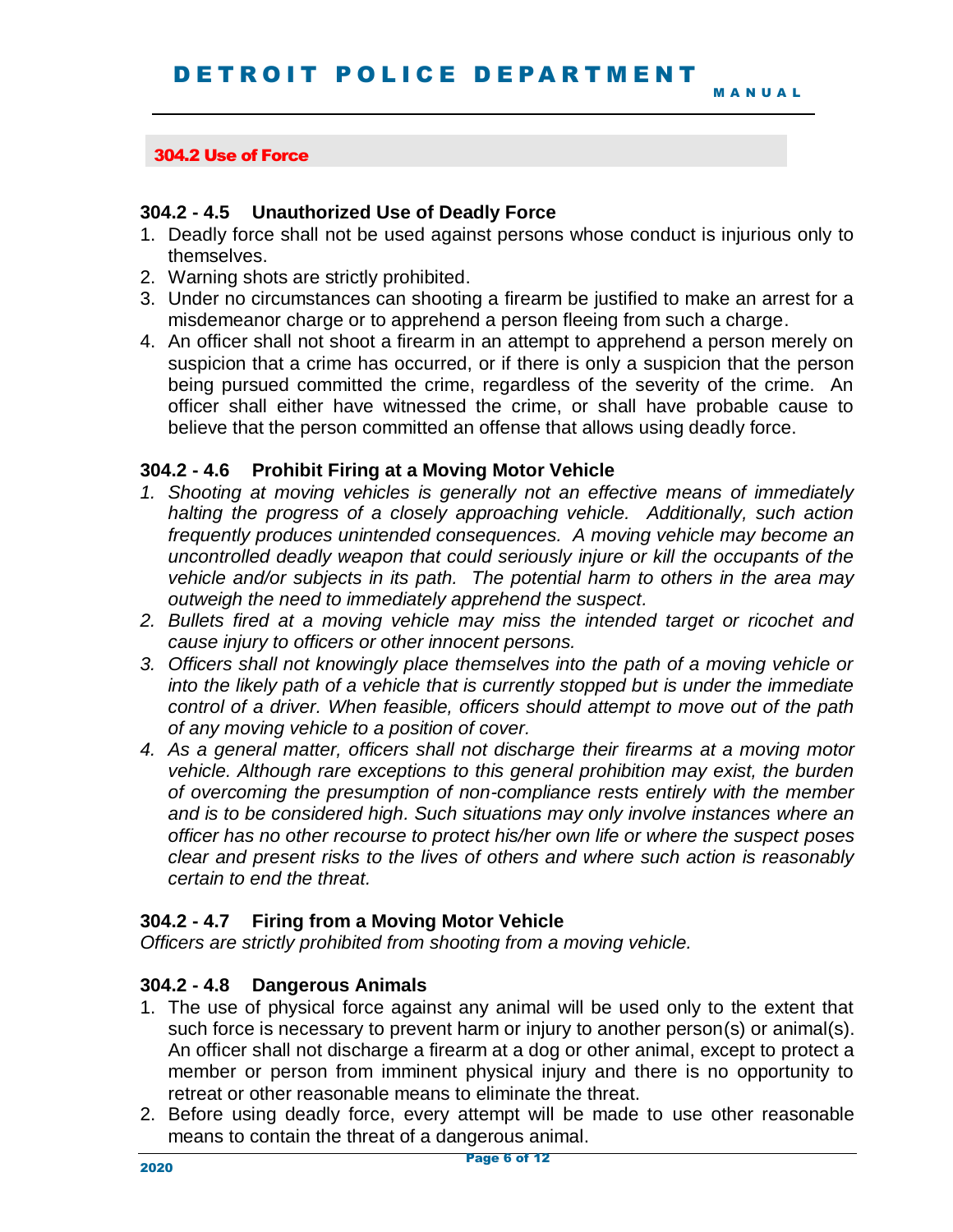## 304.2 Use of Force

### 304.2 - 4.5 Unauthorized Use of Deadly Force

1. Deadly force shall not be used against persons whose conduct is injurious only to themselves.
2. Warning shots are strictly prohibited.
3. Under no circumstances can shooting a firearm be justified to make an arrest for a misdemeanor charge or to apprehend a person fleeing from such a charge.
4. An officer shall not shoot a firearm in an attempt to apprehend a person merely on suspicion that a crime has occurred, or if there is only a suspicion that the person being pursued committed the crime, regardless of the severity of the crime. An officer shall either have witnessed the crime, or shall have probable cause to believe that the person committed an offense that allows using deadly force.

### 304.2 - 4.6 Prohibit Firing at a Moving Motor Vehicle

1. *Shooting at moving vehicles is generally not an effective means of immediately halting the progress of a closely approaching vehicle. Additionally, such action frequently produces unintended consequences. A moving vehicle may become an uncontrolled deadly weapon that could seriously injure or kill the occupants of the vehicle and/or subjects in its path. The potential harm to others in the area may outweigh the need to immediately apprehend the suspect.*
2. *Bullets fired at a moving vehicle may miss the intended target or ricochet and cause injury to officers or other innocent persons.*
3. *Officers shall not knowingly place themselves into the path of a moving vehicle or into the likely path of a vehicle that is currently stopped but is under the immediate control of a driver. When feasible, officers should attempt to move out of the path of any moving vehicle to a position of cover.*
4. *As a general matter, officers shall not discharge their firearms at a moving motor vehicle. Although rare exceptions to this general prohibition may exist, the burden of overcoming the presumption of non-compliance rests entirely with the member and is to be considered high. Such situations may only involve instances where an officer has no other recourse to protect his/her own life or where the suspect poses clear and present risks to the lives of others and where such action is reasonably certain to end the threat.*

### 304.2 - 4.7 Firing from a Moving Motor Vehicle

*Officers are strictly prohibited from shooting from a moving vehicle.*

### 304.2 - 4.8 Dangerous Animals

1. The use of physical force against any animal will be used only to the extent that such force is necessary to prevent harm or injury to another person(s) or animal(s). An officer shall not discharge a firearm at a dog or other animal, except to protect a member or person from imminent physical injury and there is no opportunity to retreat or other reasonable means to eliminate the threat.
2. Before using deadly force, every attempt will be made to use other reasonable means to contain the threat of a dangerous animal.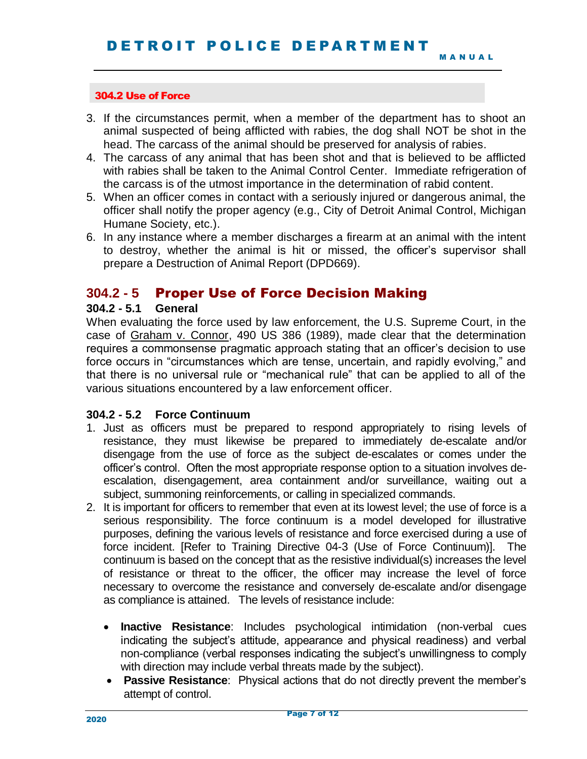## 304.2 Use of Force

3. If the circumstances permit, when a member of the department has to shoot an animal suspected of being afflicted with rabies, the dog shall NOT be shot in the head. The carcass of the animal should be preserved for analysis of rabies.
4. The carcass of any animal that has been shot and that is believed to be afflicted with rabies shall be taken to the Animal Control Center. Immediate refrigeration of the carcass is of the utmost importance in the determination of rabid content.
5. When an officer comes in contact with a seriously injured or dangerous animal, the officer shall notify the proper agency (e.g., City of Detroit Animal Control, Michigan Humane Society, etc.).
6. In any instance where a member discharges a firearm at an animal with the intent to destroy, whether the animal is hit or missed, the officer's supervisor shall prepare a Destruction of Animal Report (DPD669).

## 304.2 - 5 Proper Use of Force Decision Making

### 304.2 - 5.1 General

When evaluating the force used by law enforcement, the U.S. Supreme Court, in the case of Graham v. Connor, 490 US 386 (1989), made clear that the determination requires a commonsense pragmatic approach stating that an officer's decision to use force occurs in "circumstances which are tense, uncertain, and rapidly evolving," and that there is no universal rule or "mechanical rule" that can be applied to all of the various situations encountered by a law enforcement officer.

### 304.2 - 5.2 Force Continuum

1. Just as officers must be prepared to respond appropriately to rising levels of resistance, they must likewise be prepared to immediately de-escalate and/or disengage from the use of force as the subject de-escalates or comes under the officer's control. Often the most appropriate response option to a situation involves de-escalation, disengagement, area containment and/or surveillance, waiting out a subject, summoning reinforcements, or calling in specialized commands.
2. It is important for officers to remember that even at its lowest level; the use of force is a serious responsibility. The force continuum is a model developed for illustrative purposes, defining the various levels of resistance and force exercised during a use of force incident. [Refer to Training Directive 04-3 (Use of Force Continuum)]. The continuum is based on the concept that as the resistive individual(s) increases the level of resistance or threat to the officer, the officer may increase the level of force necessary to overcome the resistance and conversely de-escalate and/or disengage as compliance is attained. The levels of resistance include:

   - **Inactive Resistance**: Includes psychological intimidation (non-verbal cues indicating the subject's attitude, appearance and physical readiness) and verbal non-compliance (verbal responses indicating the subject's unwillingness to comply with direction may include verbal threats made by the subject).
   - **Passive Resistance**: Physical actions that do not directly prevent the member's attempt of control.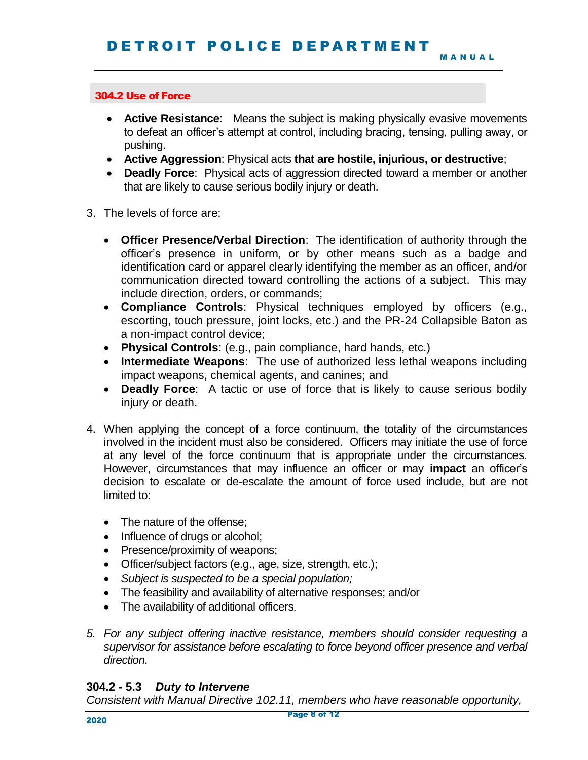**304.2 Use of Force**

- **Active Resistance**: Means the subject is making physically evasive movements to defeat an officer's attempt at control, including bracing, tensing, pulling away, or pushing.
- **Active Aggression**: Physical acts **that are hostile, injurious, or destructive**;
- **Deadly Force**: Physical acts of aggression directed toward a member or another that are likely to cause serious bodily injury or death.

3. The levels of force are:

   - **Officer Presence/Verbal Direction**: The identification of authority through the officer's presence in uniform, or by other means such as a badge and identification card or apparel clearly identifying the member as an officer, and/or communication directed toward controlling the actions of a subject. This may include direction, orders, or commands;
   - **Compliance Controls**: Physical techniques employed by officers (e.g., escorting, touch pressure, joint locks, etc.) and the PR-24 Collapsible Baton as a non-impact control device;
   - **Physical Controls**: (e.g., pain compliance, hard hands, etc.)
   - **Intermediate Weapons**: The use of authorized less lethal weapons including impact weapons, chemical agents, and canines; and
   - **Deadly Force**: A tactic or use of force that is likely to cause serious bodily injury or death.

4. When applying the concept of a force continuum, the totality of the circumstances involved in the incident must also be considered. Officers may initiate the use of force at any level of the force continuum that is appropriate under the circumstances. However, circumstances that may influence an officer or may **impact** an officer's decision to escalate or de-escalate the amount of force used include, but are not limited to:

   - The nature of the offense;
   - Influence of drugs or alcohol;
   - Presence/proximity of weapons;
   - Officer/subject factors (e.g., age, size, strength, etc.);
   - *Subject is suspected to be a special population;*
   - The feasibility and availability of alternative responses; and/or
   - The availability of additional officers.

5. *For any subject offering inactive resistance, members should consider requesting a supervisor for assistance before escalating to force beyond officer presence and verbal direction.*

### 304.2 - 5.3 *Duty to Intervene*

*Consistent with Manual Directive 102.11, members who have reasonable opportunity,*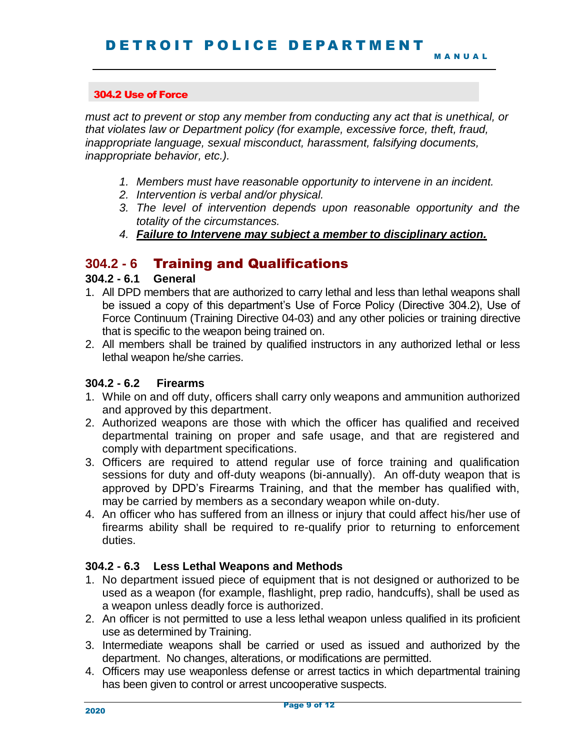*must act to prevent or stop any member from conducting any act that is unethical, or that violates law or Department policy (for example, excessive force, theft, fraud, inappropriate language, sexual misconduct, harassment, falsifying documents, inappropriate behavior, etc.).*

1. *Members must have reasonable opportunity to intervene in an incident.*
2. *Intervention is verbal and/or physical.*
3. *The level of intervention depends upon reasonable opportunity and the totality of the circumstances.*
4. ***Failure to Intervene may subject a member to disciplinary action.***

## 304.2 - 6 Training and Qualifications

### 304.2 - 6.1 General

1. All DPD members that are authorized to carry lethal and less than lethal weapons shall be issued a copy of this department's Use of Force Policy (Directive 304.2), Use of Force Continuum (Training Directive 04-03) and any other policies or training directive that is specific to the weapon being trained on.
2. All members shall be trained by qualified instructors in any authorized lethal or less lethal weapon he/she carries.

### 304.2 - 6.2 Firearms

1. While on and off duty, officers shall carry only weapons and ammunition authorized and approved by this department.
2. Authorized weapons are those with which the officer has qualified and received departmental training on proper and safe usage, and that are registered and comply with department specifications.
3. Officers are required to attend regular use of force training and qualification sessions for duty and off-duty weapons (bi-annually). An off-duty weapon that is approved by DPD's Firearms Training, and that the member has qualified with, may be carried by members as a secondary weapon while on-duty.
4. An officer who has suffered from an illness or injury that could affect his/her use of firearms ability shall be required to re-qualify prior to returning to enforcement duties.

### 304.2 - 6.3 Less Lethal Weapons and Methods

1. No department issued piece of equipment that is not designed or authorized to be used as a weapon (for example, flashlight, prep radio, handcuffs), shall be used as a weapon unless deadly force is authorized.
2. An officer is not permitted to use a less lethal weapon unless qualified in its proficient use as determined by Training.
3. Intermediate weapons shall be carried or used as issued and authorized by the department. No changes, alterations, or modifications are permitted.
4. Officers may use weaponless defense or arrest tactics in which departmental training has been given to control or arrest uncooperative suspects.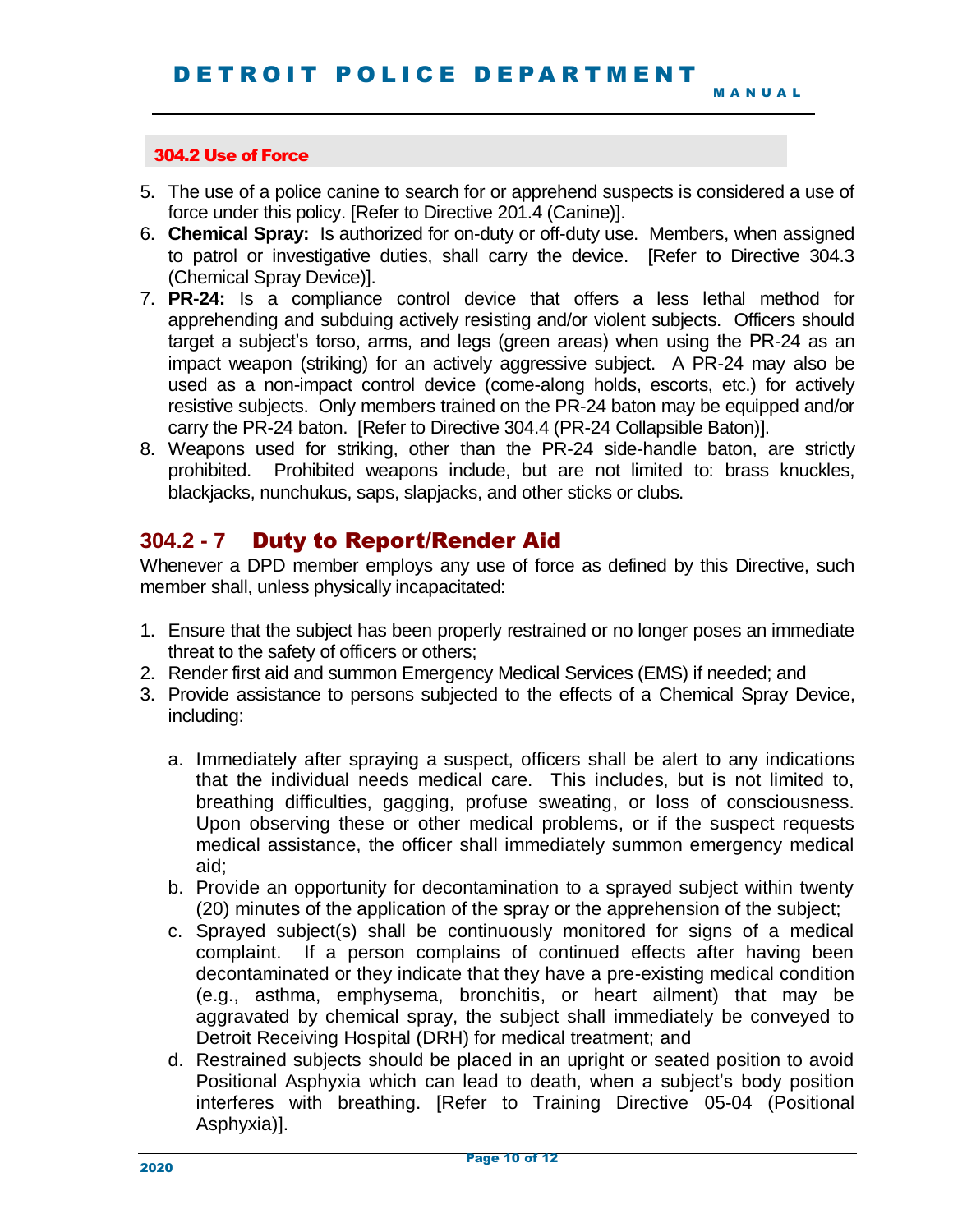### 304.2 Use of Force

5. The use of a police canine to search for or apprehend suspects is considered a use of force under this policy. [Refer to Directive 201.4 (Canine)].
6. **Chemical Spray:** Is authorized for on-duty or off-duty use. Members, when assigned to patrol or investigative duties, shall carry the device. [Refer to Directive 304.3 (Chemical Spray Device)].
7. **PR-24:** Is a compliance control device that offers a less lethal method for apprehending and subduing actively resisting and/or violent subjects. Officers should target a subject's torso, arms, and legs (green areas) when using the PR-24 as an impact weapon (striking) for an actively aggressive subject. A PR-24 may also be used as a non-impact control device (come-along holds, escorts, etc.) for actively resistive subjects. Only members trained on the PR-24 baton may be equipped and/or carry the PR-24 baton. [Refer to Directive 304.4 (PR-24 Collapsible Baton)].
8. Weapons used for striking, other than the PR-24 side-handle baton, are strictly prohibited. Prohibited weapons include, but are not limited to: brass knuckles, blackjacks, nunchukus, saps, slapjacks, and other sticks or clubs.

## 304.2 - 7 Duty to Report/Render Aid

Whenever a DPD member employs any use of force as defined by this Directive, such member shall, unless physically incapacitated:

1. Ensure that the subject has been properly restrained or no longer poses an immediate threat to the safety of officers or others;
2. Render first aid and summon Emergency Medical Services (EMS) if needed; and
3. Provide assistance to persons subjected to the effects of a Chemical Spray Device, including:

   a. Immediately after spraying a suspect, officers shall be alert to any indications that the individual needs medical care. This includes, but is not limited to, breathing difficulties, gagging, profuse sweating, or loss of consciousness. Upon observing these or other medical problems, or if the suspect requests medical assistance, the officer shall immediately summon emergency medical aid;
   b. Provide an opportunity for decontamination to a sprayed subject within twenty (20) minutes of the application of the spray or the apprehension of the subject;
   c. Sprayed subject(s) shall be continuously monitored for signs of a medical complaint. If a person complains of continued effects after having been decontaminated or they indicate that they have a pre-existing medical condition (e.g., asthma, emphysema, bronchitis, or heart ailment) that may be aggravated by chemical spray, the subject shall immediately be conveyed to Detroit Receiving Hospital (DRH) for medical treatment; and
   d. Restrained subjects should be placed in an upright or seated position to avoid Positional Asphyxia which can lead to death, when a subject's body position interferes with breathing. [Refer to Training Directive 05-04 (Positional Asphyxia)].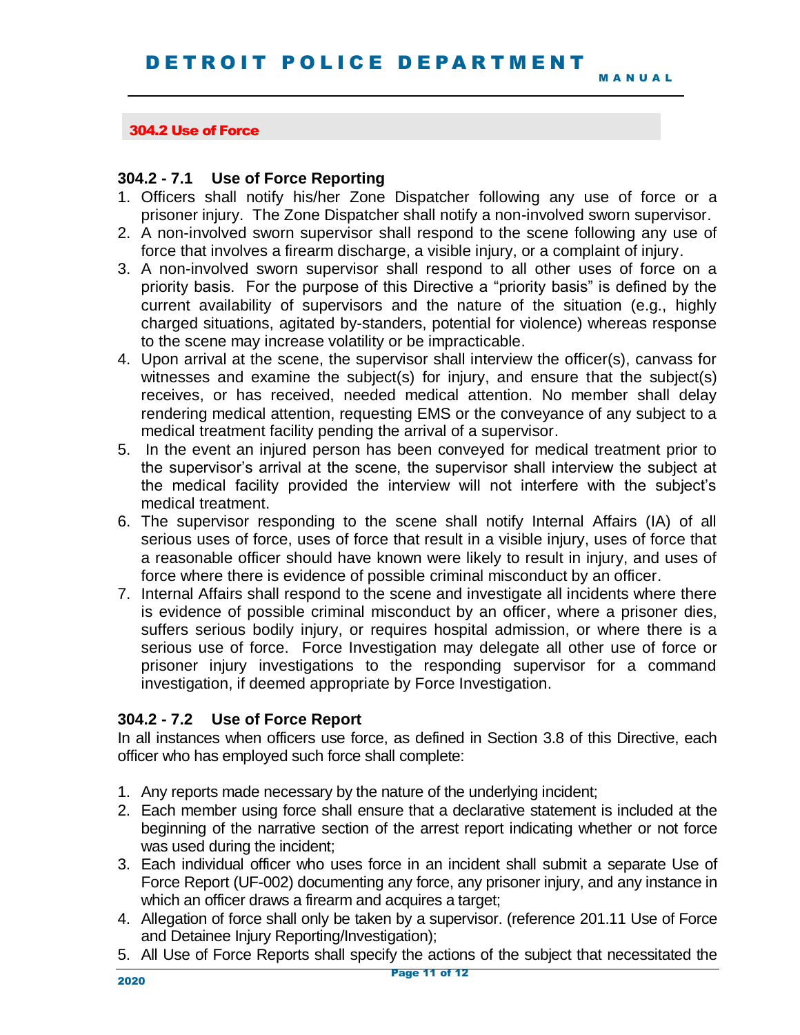## 304.2 Use of Force

### 304.2 - 7.1 Use of Force Reporting

1. Officers shall notify his/her Zone Dispatcher following any use of force or a prisoner injury. The Zone Dispatcher shall notify a non-involved sworn supervisor.
2. A non-involved sworn supervisor shall respond to the scene following any use of force that involves a firearm discharge, a visible injury, or a complaint of injury.
3. A non-involved sworn supervisor shall respond to all other uses of force on a priority basis. For the purpose of this Directive a "priority basis" is defined by the current availability of supervisors and the nature of the situation (e.g., highly charged situations, agitated by-standers, potential for violence) whereas response to the scene may increase volatility or be impracticable.
4. Upon arrival at the scene, the supervisor shall interview the officer(s), canvass for witnesses and examine the subject(s) for injury, and ensure that the subject(s) receives, or has received, needed medical attention. No member shall delay rendering medical attention, requesting EMS or the conveyance of any subject to a medical treatment facility pending the arrival of a supervisor.
5. In the event an injured person has been conveyed for medical treatment prior to the supervisor's arrival at the scene, the supervisor shall interview the subject at the medical facility provided the interview will not interfere with the subject's medical treatment.
6. The supervisor responding to the scene shall notify Internal Affairs (IA) of all serious uses of force, uses of force that result in a visible injury, uses of force that a reasonable officer should have known were likely to result in injury, and uses of force where there is evidence of possible criminal misconduct by an officer.
7. Internal Affairs shall respond to the scene and investigate all incidents where there is evidence of possible criminal misconduct by an officer, where a prisoner dies, suffers serious bodily injury, or requires hospital admission, or where there is a serious use of force. Force Investigation may delegate all other use of force or prisoner injury investigations to the responding supervisor for a command investigation, if deemed appropriate by Force Investigation.

### 304.2 - 7.2 Use of Force Report

In all instances when officers use force, as defined in Section 3.8 of this Directive, each officer who has employed such force shall complete:

1. Any reports made necessary by the nature of the underlying incident;
2. Each member using force shall ensure that a declarative statement is included at the beginning of the narrative section of the arrest report indicating whether or not force was used during the incident;
3. Each individual officer who uses force in an incident shall submit a separate Use of Force Report (UF-002) documenting any force, any prisoner injury, and any instance in which an officer draws a firearm and acquires a target;
4. Allegation of force shall only be taken by a supervisor. (reference 201.11 Use of Force and Detainee Injury Reporting/Investigation);
5. All Use of Force Reports shall specify the actions of the subject that necessitated the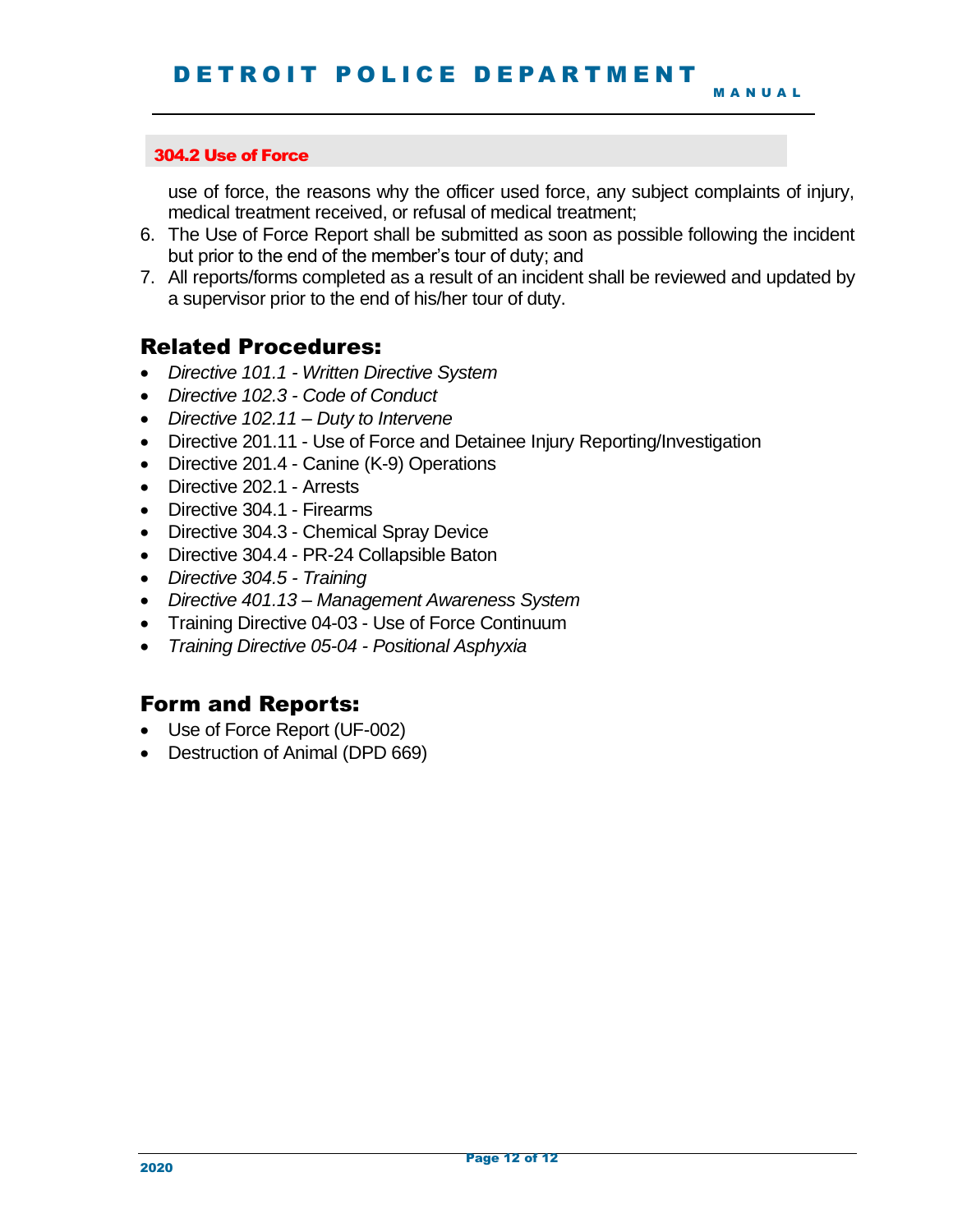use of force, the reasons why the officer used force, any subject complaints of injury, medical treatment received, or refusal of medical treatment;

6. The Use of Force Report shall be submitted as soon as possible following the incident but prior to the end of the member's tour of duty; and
7. All reports/forms completed as a result of an incident shall be reviewed and updated by a supervisor prior to the end of his/her tour of duty.

## Related Procedures:

- *Directive 101.1 - Written Directive System*
- *Directive 102.3 - Code of Conduct*
- *Directive 102.11 – Duty to Intervene*
- Directive 201.11 - Use of Force and Detainee Injury Reporting/Investigation
- Directive 201.4 - Canine (K-9) Operations
- Directive 202.1 - Arrests
- Directive 304.1 - Firearms
- Directive 304.3 - Chemical Spray Device
- Directive 304.4 - PR-24 Collapsible Baton
- *Directive 304.5 - Training*
- *Directive 401.13 – Management Awareness System*
- Training Directive 04-03 - Use of Force Continuum
- *Training Directive 05-04 - Positional Asphyxia*

## Form and Reports:

- Use of Force Report (UF-002)
- Destruction of Animal (DPD 669)